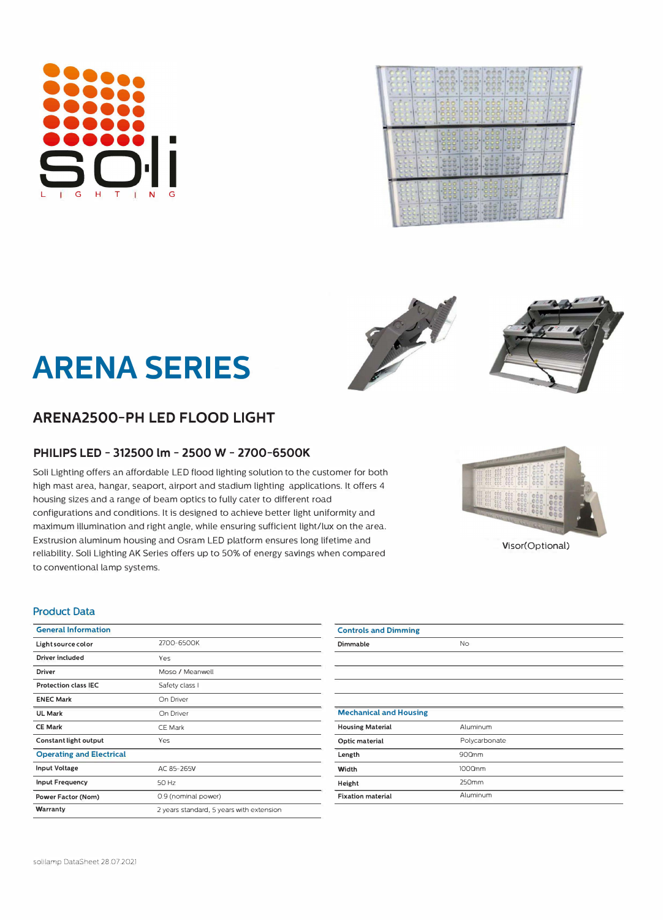# ARENA SERIES

## ARENA2500-PH LED FLOOD LIGHT

### PHILIPS LED - 312500 lm - 2500 W - 2700-6500K

Soli Lighting offers an affordable LED flood lighting solution to the customer for both high mast area, hangar, seaport, airport and stadium lighting applications. It offers 4 housing sizes and a range of beam optics to fully cater to different road configurations and conditions. It is designed to achieve better light uniformity and maximum illumination and right angle, while ensuring sufficient light/lux on the area. Exstrusion aluminum housing and Osram LED platform ensures long lifetime and reliability. Soli Lighting AK Series offers up to 50% of energy savings when compared to conventional lamp systems.

Visor(Optional)

## Product Data

| General Information | |
|---|---|
| Light source color | 2700-6500K |
| Driver included | Yes |
| Driver | Moso / Meanwell |
| Protection class IEC | Safety class I |
| ENEC Mark | On Driver |
| UL Mark | On Driver |
| CE Mark | CE Mark |
| Constant light output | Yes |
| **Operating and Electrical** | |
| Input Voltage | AC 85-265V |
| Input Frequency | 50 Hz |
| Power Factor (Nom) | 0.9 (nominal power) |
| Warranty | 2 years standard, 5 years with extension |

| Controls and Dimming | |
|---|---|
| Dimmable | No |
| **Mechanical and Housing** | |
| Housing Material | Aluminum |
| Optic material | Polycarbonate |
| Length | 900mm |
| Width | 1000mm |
| Height | 250mm |
| Fixation material | Aluminum |

solilamp DataSheet 28.07.2021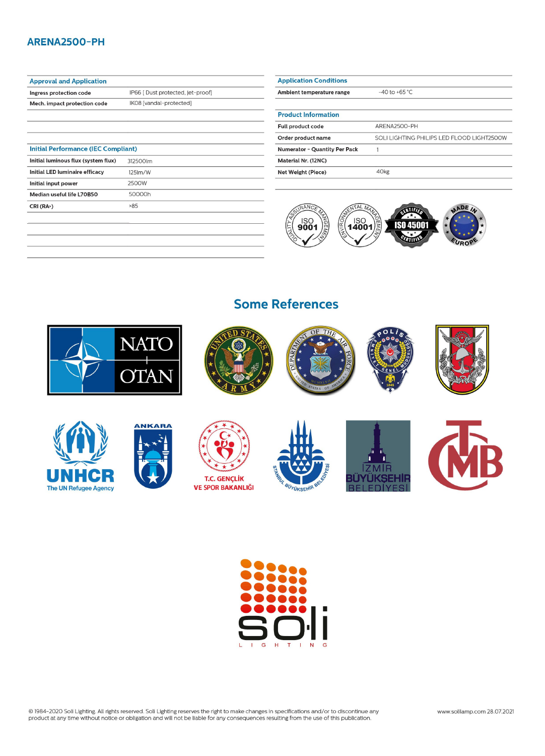# ARENA2500-PH

| Approval and Application | |
|---|---|
| Ingress protection code | IP66 [ Dust protected, jet-proof] |
| Mech. impact protection code | IK08 [vandal-protected] |

| Initial Performance (IEC Compliant) | |
|---|---|
| Initial luminous flux (system flux) | 312500lm |
| Initial LED luminaire efficacy | 125lm/W |
| Initial input power | 2500W |
| Median useful life L70B50 | 50000h |
| CRI (RA>) | >85 |

| Application Conditions | |
|---|---|
| Ambient temperature range | -40 to +65 °C |

| Product Information | |
|---|---|
| Full product code | ARENA2500-PH |
| Order product name | SOLI LIGHTING PHILIPS LED FLOOD LIGHT2500W |
| Numerator - Quantity Per Pack | 1 |
| Material Nr. (12NC) | |
| Net Weight (Piece) | 40kg |

ISO 9001 ISO 14001 ISO 45001 MADE IN EUROPE

## Some References

NATO OTAN

UNHCR The UN Refugee Agency

ANKARA

T.C. GENÇLİK VE SPOR BAKANLIĞI

İZMİR BÜYÜKŞEHİR BELEDİYESİ

soli LIGHTING

© 1984-2020 Soli Lighting. All rights reserved. Soli Lighting reserves the right to make changes in specifications and/or to discontinue any product at any time without notice or obligation and will not be liable for any consequences resulting from the use of this publication.

www.solilamp.com 28.07.2021